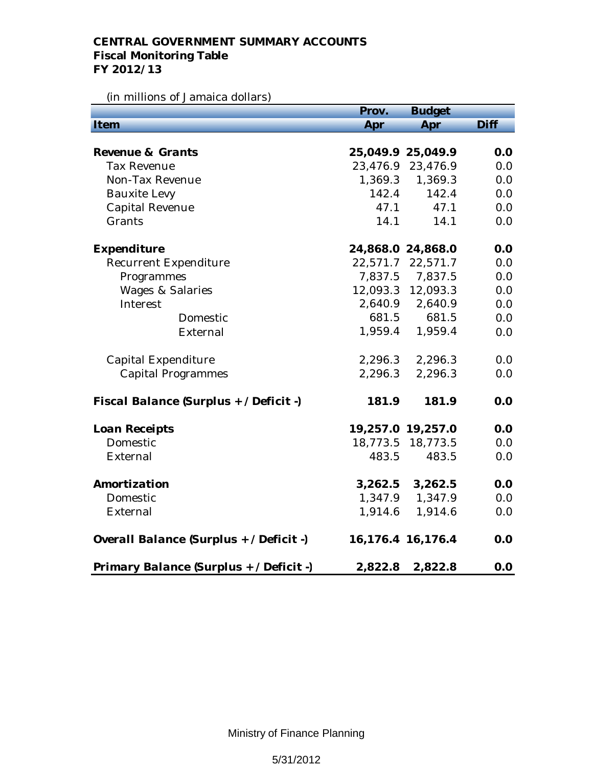**CENTRAL GOVERNMENT SUMMARY ACCOUNTS**
**Fiscal Monitoring Table**
**FY 2012/13**

(in millions of Jamaica dollars)

| Item | Prov. Apr | Budget Apr | Diff |
|---|---|---|---|
| **Revenue & Grants** | **25,049.9** | **25,049.9** | **0.0** |
| Tax Revenue | 23,476.9 | 23,476.9 | 0.0 |
| Non-Tax Revenue | 1,369.3 | 1,369.3 | 0.0 |
| Bauxite Levy | 142.4 | 142.4 | 0.0 |
| Capital Revenue | 47.1 | 47.1 | 0.0 |
| Grants | 14.1 | 14.1 | 0.0 |
| **Expenditure** | **24,868.0** | **24,868.0** | **0.0** |
| Recurrent Expenditure | 22,571.7 | 22,571.7 | 0.0 |
| Programmes | 7,837.5 | 7,837.5 | 0.0 |
| Wages & Salaries | 12,093.3 | 12,093.3 | 0.0 |
| Interest | 2,640.9 | 2,640.9 | 0.0 |
| Domestic | 681.5 | 681.5 | 0.0 |
| External | 1,959.4 | 1,959.4 | 0.0 |
| Capital Expenditure | 2,296.3 | 2,296.3 | 0.0 |
| Capital Programmes | 2,296.3 | 2,296.3 | 0.0 |
| **Fiscal Balance (Surplus + / Deficit -)** | **181.9** | **181.9** | **0.0** |
| **Loan Receipts** | **19,257.0** | **19,257.0** | **0.0** |
| Domestic | 18,773.5 | 18,773.5 | 0.0 |
| External | 483.5 | 483.5 | 0.0 |
| **Amortization** | **3,262.5** | **3,262.5** | **0.0** |
| Domestic | 1,347.9 | 1,347.9 | 0.0 |
| External | 1,914.6 | 1,914.6 | 0.0 |
| **Overall Balance (Surplus + / Deficit -)** | **16,176.4** | **16,176.4** | **0.0** |
| **Primary Balance (Surplus + / Deficit -)** | **2,822.8** | **2,822.8** | **0.0** |

Ministry of Finance Planning

5/31/2012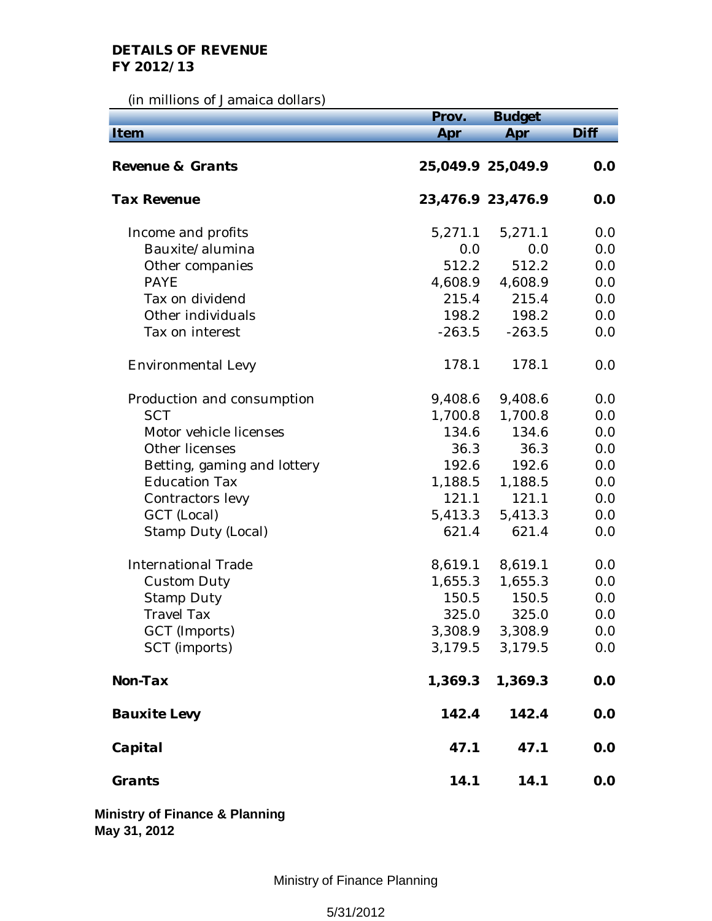**DETAILS OF REVENUE**
**FY 2012/13**

(in millions of Jamaica dollars)

| Item | Prov. Apr | Budget Apr | Diff |
|---|---|---|---|
| **Revenue & Grants** | **25,049.9** | **25,049.9** | **0.0** |
| **Tax Revenue** | **23,476.9** | **23,476.9** | **0.0** |
| Income and profits | 5,271.1 | 5,271.1 | 0.0 |
| Bauxite/alumina | 0.0 | 0.0 | 0.0 |
| Other companies | 512.2 | 512.2 | 0.0 |
| PAYE | 4,608.9 | 4,608.9 | 0.0 |
| Tax on dividend | 215.4 | 215.4 | 0.0 |
| Other individuals | 198.2 | 198.2 | 0.0 |
| Tax on interest | -263.5 | -263.5 | 0.0 |
| Environmental Levy | 178.1 | 178.1 | 0.0 |
| Production and consumption | 9,408.6 | 9,408.6 | 0.0 |
| SCT | 1,700.8 | 1,700.8 | 0.0 |
| Motor vehicle licenses | 134.6 | 134.6 | 0.0 |
| Other licenses | 36.3 | 36.3 | 0.0 |
| Betting, gaming and lottery | 192.6 | 192.6 | 0.0 |
| Education Tax | 1,188.5 | 1,188.5 | 0.0 |
| Contractors levy | 121.1 | 121.1 | 0.0 |
| GCT (Local) | 5,413.3 | 5,413.3 | 0.0 |
| Stamp Duty (Local) | 621.4 | 621.4 | 0.0 |
| International Trade | 8,619.1 | 8,619.1 | 0.0 |
| Custom Duty | 1,655.3 | 1,655.3 | 0.0 |
| Stamp Duty | 150.5 | 150.5 | 0.0 |
| Travel Tax | 325.0 | 325.0 | 0.0 |
| GCT (Imports) | 3,308.9 | 3,308.9 | 0.0 |
| SCT (imports) | 3,179.5 | 3,179.5 | 0.0 |
| **Non-Tax** | **1,369.3** | **1,369.3** | **0.0** |
| **Bauxite Levy** | **142.4** | **142.4** | **0.0** |
| **Capital** | **47.1** | **47.1** | **0.0** |
| **Grants** | **14.1** | **14.1** | **0.0** |

**Ministry of Finance & Planning**
**May 31, 2012**